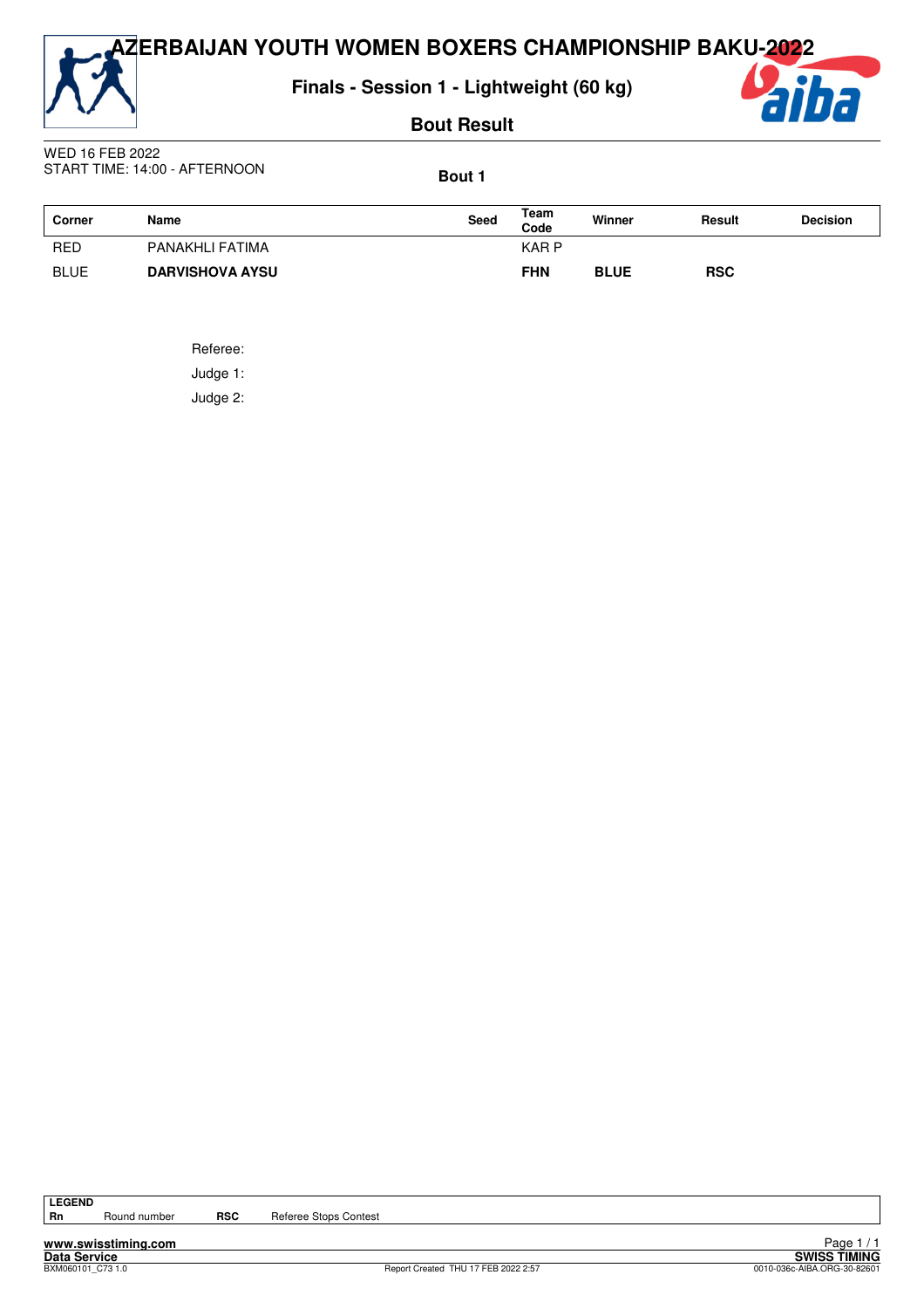# AZERBAIJAN YOUTH WOMEN BOXERS CHAMPIONSHIP BAKU-2022

## Finals - Session 1 - Lightweight (60 kg)

### Bout Result

WED 16 FEB 2022
START TIME: 14:00 - AFTERNOON

**Bout 1**

| Corner | Name | Seed | Team Code | Winner | Result | Decision |
|---|---|---|---|---|---|---|
| RED | PANAKHLI FATIMA | | KAR P | | | |
| BLUE | **DARVISHOVA AYSU** | | **FHN** | **BLUE** | **RSC** | |

Referee:

Judge 1:

Judge 2:

| LEGEND | | | |
|---|---|---|---|
| Rn | Round number | RSC | Referee Stops Contest |

www.swisstiming.com
Data Service
BXM060101_C73 1.0

Report Created THU 17 FEB 2022 2:57

SWISS TIMING
0010-036c-AIBA.ORG-30-82601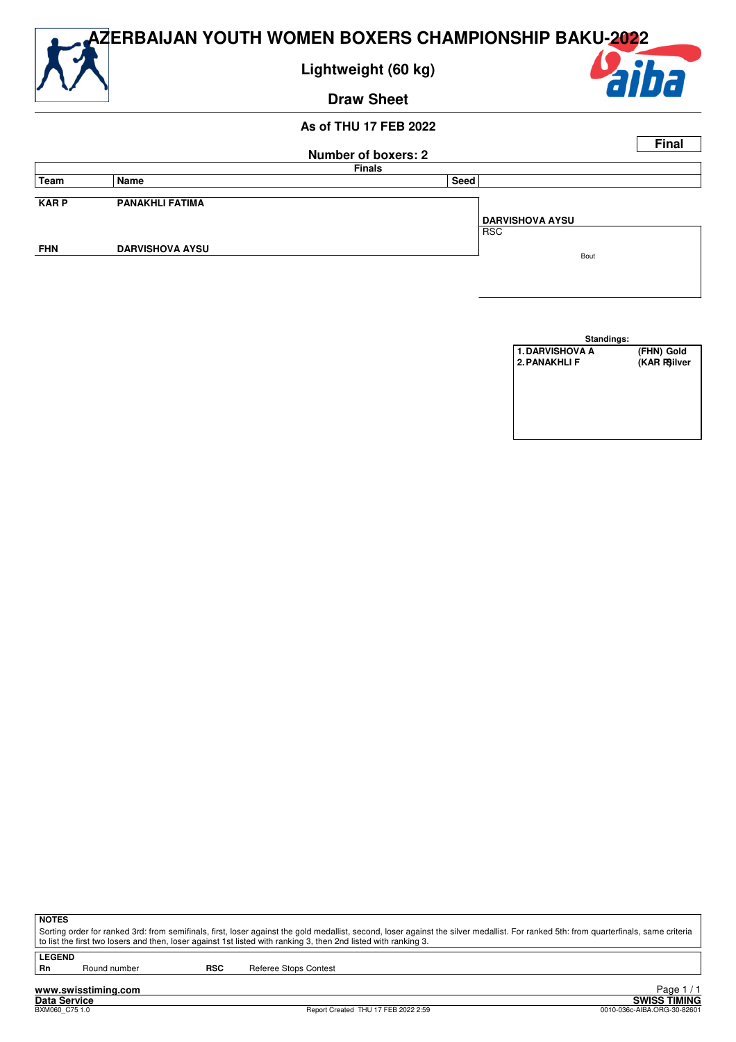# AZERBAIJAN YOUTH WOMEN BOXERS CHAMPIONSHIP BAKU-2022

## Lightweight (60 kg)

## Draw Sheet

### As of THU 17 FEB 2022

**Final**

**Number of boxers: 2**

**Finals**

| Team | Name | Seed |
|---|---|---|
| KAR P | PANAKHLI FATIMA | |
| FHN | DARVISHOVA AYSU | |

**DARVISHOVA AYSU**
RSC

Bout

**Standings:**

| | |
|---|---|
| 1. DARVISHOVA A | (FHN) Gold |
| 2. PANAKHLI F | (KAR P) Silver |

**NOTES**

Sorting order for ranked 3rd: from semifinals, first, loser against the gold medallist, second, loser against the silver medallist. For ranked 5th: from quarterfinals, same criteria to list the first two losers and then, loser against 1st listed with ranking 3, then 2nd listed with ranking 3.

**LEGEND**

| | | | |
|---|---|---|---|
| **Rn** | Round number | **RSC** | Referee Stops Contest |

**www.swisstiming.com**
**Data Service**
BXM060_C75 1.0

Report Created THU 17 FEB 2022 2:59

**SWISS TIMING**
0010-036c-AIBA.ORG-30-82601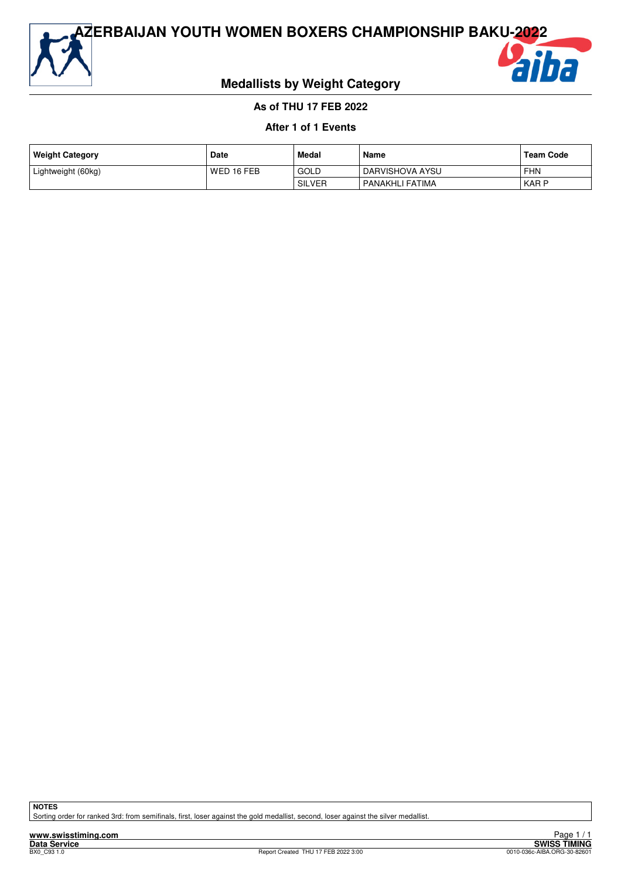# AZERBAIJAN YOUTH WOMEN BOXERS CHAMPIONSHIP BAKU-2022

## Medallists by Weight Category

**As of THU 17 FEB 2022**

**After 1 of 1 Events**

| Weight Category | Date | Medal | Name | Team Code |
|---|---|---|---|---|
| Lightweight (60kg) | WED 16 FEB | GOLD | DARVISHOVA AYSU | FHN |
| | | SILVER | PANAKHLI FATIMA | KAR P |

**NOTES**
Sorting order for ranked 3rd: from semifinals, first, loser against the gold medallist, second, loser against the silver medallist.

www.swisstiming.com
Data Service
BX0_C93 1.0

Report Created THU 17 FEB 2022 3:00

SWISS TIMING
0010-036c-AIBA.ORG-30-82601